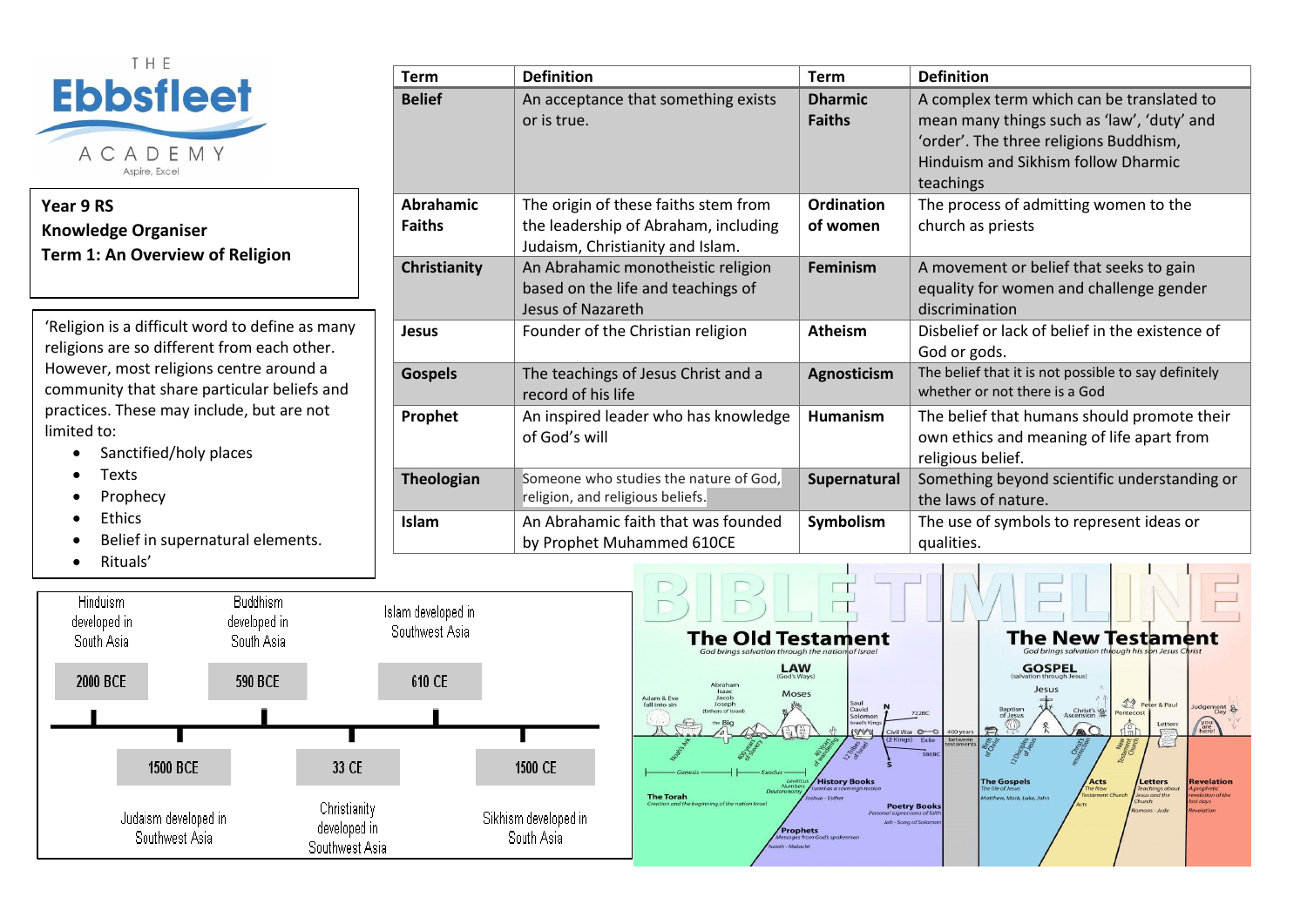THE **Ebbsfleet** ACADEMY
Aspire, Excel

**Year 9 RS**
**Knowledge Organiser**
**Term 1: An Overview of Religion**

'Religion is a difficult word to define as many religions are so different from each other. However, most religions centre around a community that share particular beliefs and practices. These may include, but are not limited to:

- Sanctified/holy places
- Texts
- Prophecy
- Ethics
- Belief in supernatural elements.
- Rituals'

| Term | Definition | Term | Definition |
|---|---|---|---|
| **Belief** | An acceptance that something exists or is true. | **Dharmic Faiths** | A complex term which can be translated to mean many things such as 'law', 'duty' and 'order'. The three religions Buddhism, Hinduism and Sikhism follow Dharmic teachings |
| **Abrahamic Faiths** | The origin of these faiths stem from the leadership of Abraham, including Judaism, Christianity and Islam. | **Ordination of women** | The process of admitting women to the church as priests |
| **Christianity** | An Abrahamic monotheistic religion based on the life and teachings of Jesus of Nazareth | **Feminism** | A movement or belief that seeks to gain equality for women and challenge gender discrimination |
| **Jesus** | Founder of the Christian religion | **Atheism** | Disbelief or lack of belief in the existence of God or gods. |
| **Gospels** | The teachings of Jesus Christ and a record of his life | **Agnosticism** | The belief that it is not possible to say definitely whether or not there is a God |
| **Prophet** | An inspired leader who has knowledge of God's will | **Humanism** | The belief that humans should promote their own ethics and meaning of life apart from religious belief. |
| **Theologian** | Someone who studies the nature of God, religion, and religious beliefs. | **Supernatural** | Something beyond scientific understanding or the laws of nature. |
| **Islam** | An Abrahamic faith that was founded by Prophet Muhammed 610CE | **Symbolism** | The use of symbols to represent ideas or qualities. |

**Timeline:**

- 2000 BCE – Hinduism developed in South Asia
- 1500 BCE – Judaism developed in Southwest Asia
- 590 BCE – Buddhism developed in South Asia
- 33 CE – Christianity developed in Southwest Asia
- 610 CE – Islam developed in Southwest Asia
- 1500 CE – Sikhism developed in South Asia

**BIBLE TIMELINE**

**The Old Testament** – God brings salvation through the nation of Israel

**The New Testament** – God brings salvation through his son Jesus Christ

- LAW (God's Ways): Adam & Eve fall into sin; Noah's Ark; Abraham, Isaac, Jacob, Joseph (Fathers of Israel); the Big 4; 400 years of slavery; Moses; 40 years of wandering; 12 Tribes of Israel; Saul, David, Solomon (Israel's Kings); Civil War (2 Kings); 722BC; Exile; 586BC; 400 years between testaments
- Genesis – Exodus – Leviticus, Numbers, Deuteronomy: **The Torah** – Creation and the beginning of the nation Israel
- **History Books** – Israel as a sovereign nation – Joshua - Esther
- **Poetry Books** – Personal expressions of faith – Job - Song of Solomon
- **Prophets** – Messages from God's spokesmen – Isaiah - Malachi
- GOSPEL (salvation through Jesus): Jesus; Birth of Christ; Baptism of Jesus; 12 Disciples of Jesus; Christ's resurrection; Christ's Ascension; Pentecost; New Testament Church; Peter & Paul; Letters; Judgement Day; you are here!
- **The Gospels** – The life of Jesus – Matthew, Mark, Luke, John
- **Acts** – The New Testament Church – Acts
- **Letters** – Teachings about Jesus and the Church – Romans - Jude
- **Revelation** – A prophetic revelation of the last days – Revelation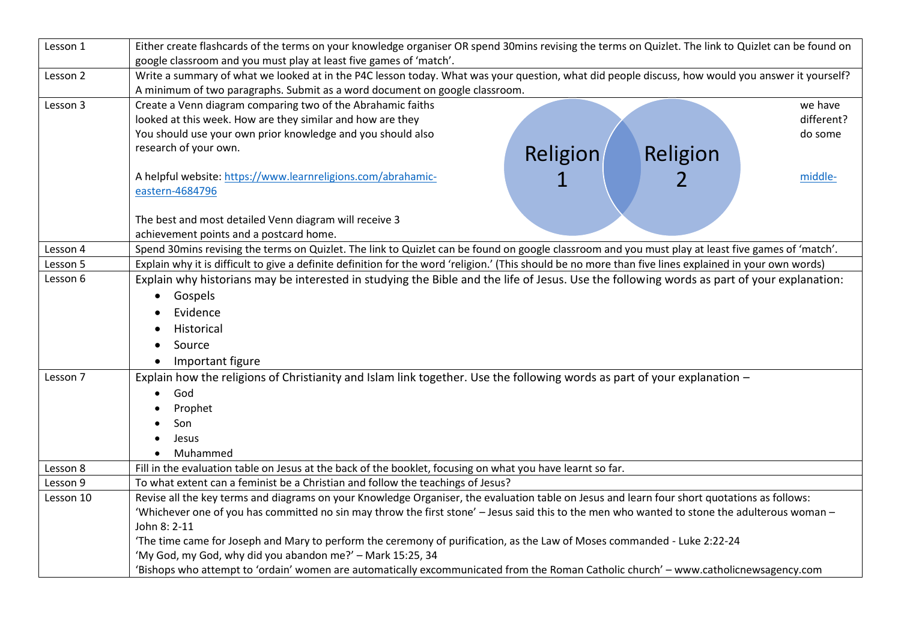| | |
|---|---|
| Lesson 1 | Either create flashcards of the terms on your knowledge organiser OR spend 30mins revising the terms on Quizlet. The link to Quizlet can be found on google classroom and you must play at least five games of 'match'. |
| Lesson 2 | Write a summary of what we looked at in the P4C lesson today. What was your question, what did people discuss, how would you answer it yourself? A minimum of two paragraphs. Submit as a word document on google classroom. |
| Lesson 3 | Create a Venn diagram comparing two of the Abrahamic faiths we have looked at this week. How are they similar and how are they different? You should use your own prior knowledge and you should also do some research of your own.<br><br>Religion 1 / Religion 2<br><br>A helpful website: https://www.learnreligions.com/abrahamic-middle-eastern-4684796<br><br>The best and most detailed Venn diagram will receive 3 achievement points and a postcard home. |
| Lesson 4 | Spend 30mins revising the terms on Quizlet. The link to Quizlet can be found on google classroom and you must play at least five games of 'match'. |
| Lesson 5 | Explain why it is difficult to give a definite definition for the word 'religion.' (This should be no more than five lines explained in your own words) |
| Lesson 6 | Explain why historians may be interested in studying the Bible and the life of Jesus. Use the following words as part of your explanation:<br>• Gospels<br>• Evidence<br>• Historical<br>• Source<br>• Important figure |
| Lesson 7 | Explain how the religions of Christianity and Islam link together. Use the following words as part of your explanation –<br>• God<br>• Prophet<br>• Son<br>• Jesus<br>• Muhammed |
| Lesson 8 | Fill in the evaluation table on Jesus at the back of the booklet, focusing on what you have learnt so far. |
| Lesson 9 | To what extent can a feminist be a Christian and follow the teachings of Jesus? |
| Lesson 10 | Revise all the key terms and diagrams on your Knowledge Organiser, the evaluation table on Jesus and learn four short quotations as follows:<br>'Whichever one of you has committed no sin may throw the first stone' – Jesus said this to the men who wanted to stone the adulterous woman – John 8: 2-11<br>'The time came for Joseph and Mary to perform the ceremony of purification, as the Law of Moses commanded - Luke 2:22-24<br>'My God, my God, why did you abandon me?' – Mark 15:25, 34<br>'Bishops who attempt to 'ordain' women are automatically excommunicated from the Roman Catholic church' – www.catholicnewsagency.com |